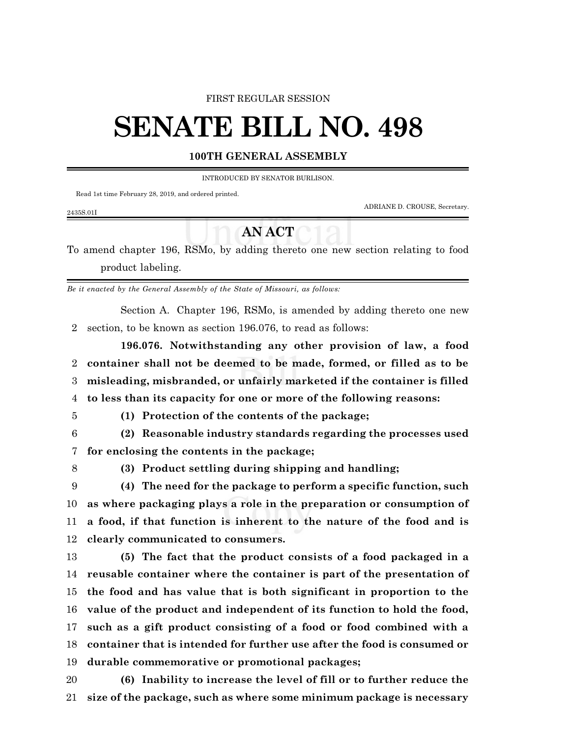FIRST REGULAR SESSION

# SENATE BILL NO. 498

**100TH GENERAL ASSEMBLY**

INTRODUCED BY SENATOR BURLISON.

Read 1st time February 28, 2019, and ordered printed.

ADRIANE D. CROUSE, Secretary.

2435S.01I

## AN ACT

To amend chapter 196, RSMo, by adding thereto one new section relating to food product labeling.

*Be it enacted by the General Assembly of the State of Missouri, as follows:*

Section A. Chapter 196, RSMo, is amended by adding thereto one new section, to be known as section 196.076, to read as follows:

**196.076. Notwithstanding any other provision of law, a food container shall not be deemed to be made, formed, or filled as to be misleading, misbranded, or unfairly marketed if the container is filled to less than its capacity for one or more of the following reasons:**

**(1) Protection of the contents of the package;**

**(2) Reasonable industry standards regarding the processes used for enclosing the contents in the package;**

**(3) Product settling during shipping and handling;**

**(4) The need for the package to perform a specific function, such as where packaging plays a role in the preparation or consumption of a food, if that function is inherent to the nature of the food and is clearly communicated to consumers.**

**(5) The fact that the product consists of a food packaged in a reusable container where the container is part of the presentation of the food and has value that is both significant in proportion to the value of the product and independent of its function to hold the food, such as a gift product consisting of a food or food combined with a container that is intended for further use after the food is consumed or durable commemorative or promotional packages;**

**(6) Inability to increase the level of fill or to further reduce the size of the package, such as where some minimum package is necessary**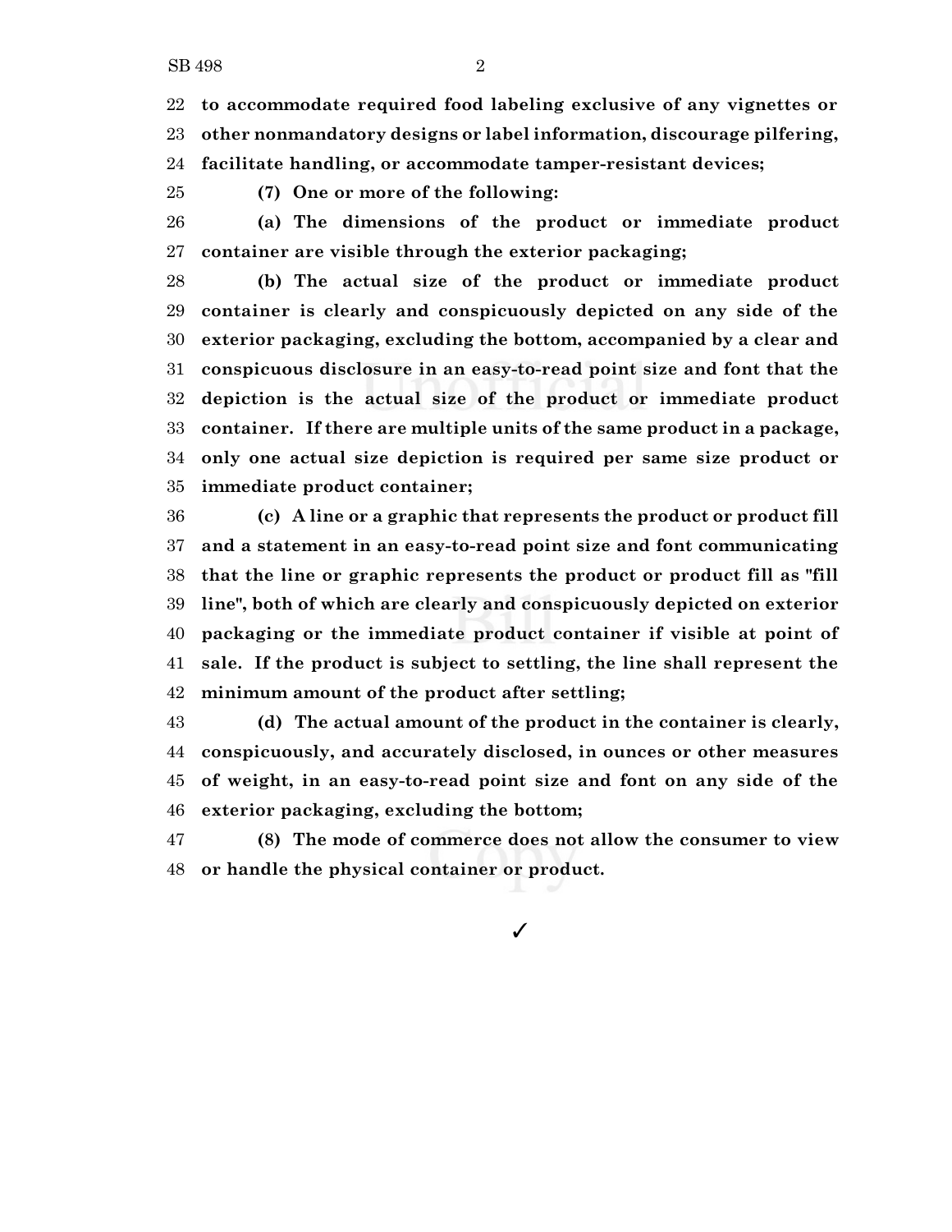**to accommodate required food labeling exclusive of any vignettes or other nonmandatory designs or label information, discourage pilfering, facilitate handling, or accommodate tamper-resistant devices;**

**(7) One or more of the following:**

**(a) The dimensions of the product or immediate product container are visible through the exterior packaging;**

**(b) The actual size of the product or immediate product container is clearly and conspicuously depicted on any side of the exterior packaging, excluding the bottom, accompanied by a clear and conspicuous disclosure in an easy-to-read point size and font that the depiction is the actual size of the product or immediate product container. If there are multiple units of the same product in a package, only one actual size depiction is required per same size product or immediate product container;**

**(c) A line or a graphic that represents the product or product fill and a statement in an easy-to-read point size and font communicating that the line or graphic represents the product or product fill as "fill line", both of which are clearly and conspicuously depicted on exterior packaging or the immediate product container if visible at point of sale. If the product is subject to settling, the line shall represent the minimum amount of the product after settling;**

**(d) The actual amount of the product in the container is clearly, conspicuously, and accurately disclosed, in ounces or other measures of weight, in an easy-to-read point size and font on any side of the exterior packaging, excluding the bottom;**

**(8) The mode of commerce does not allow the consumer to view or handle the physical container or product.**

✓